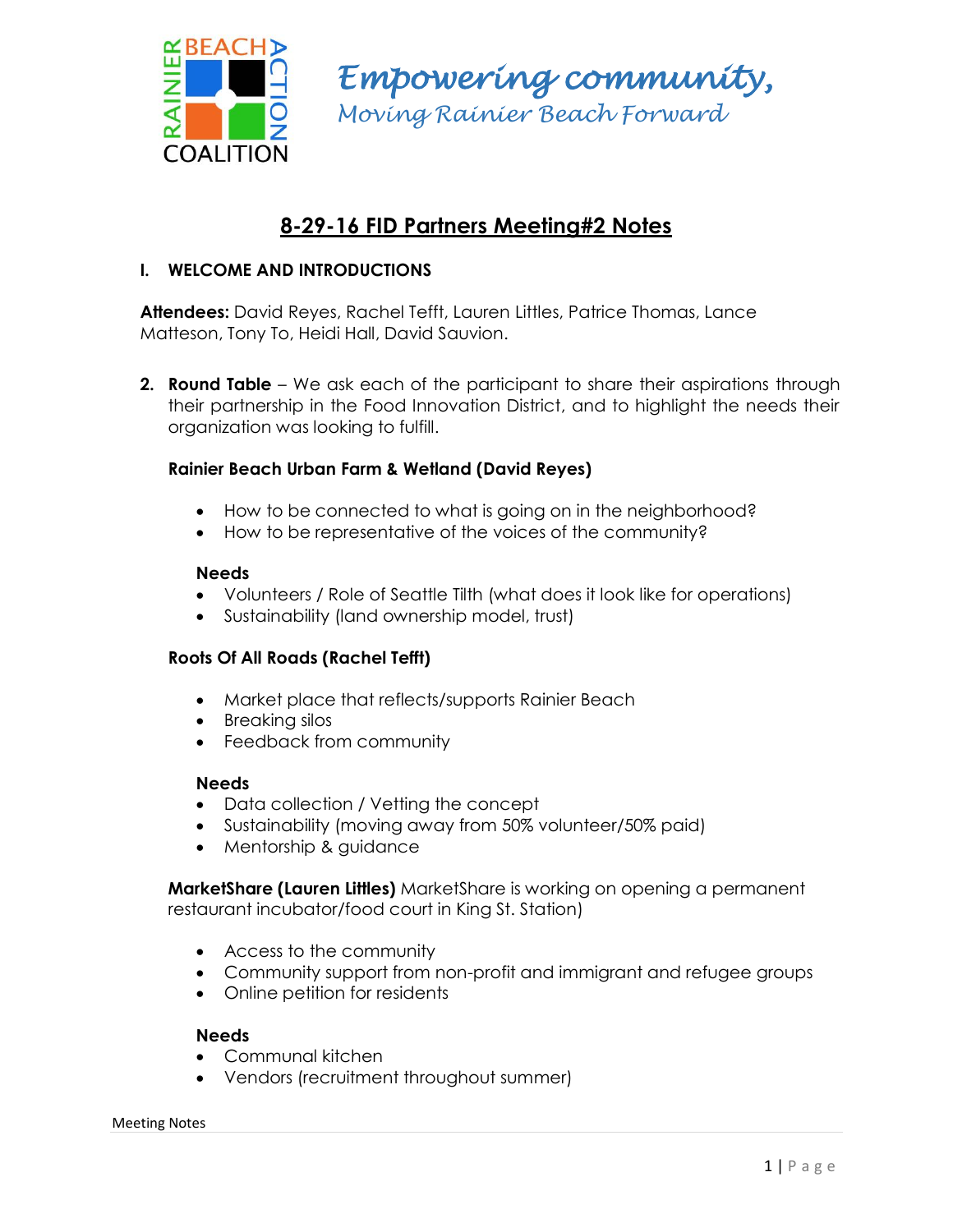**Empowering community,**
*Moving Rainier Beach Forward*

# 8-29-16 FID Partners Meeting#2 Notes

## I. WELCOME AND INTRODUCTIONS

**Attendees:** David Reyes, Rachel Tefft, Lauren Littles, Patrice Thomas, Lance Matteson, Tony To, Heidi Hall, David Sauvion.

**2. Round Table** – We ask each of the participant to share their aspirations through their partnership in the Food Innovation District, and to highlight the needs their organization was looking to fulfill.

### Rainier Beach Urban Farm & Wetland (David Reyes)

- How to be connected to what is going on in the neighborhood?
- How to be representative of the voices of the community?

**Needs**
- Volunteers / Role of Seattle Tilth (what does it look like for operations)
- Sustainability (land ownership model, trust)

### Roots Of All Roads (Rachel Tefft)

- Market place that reflects/supports Rainier Beach
- Breaking silos
- Feedback from community

**Needs**
- Data collection / Vetting the concept
- Sustainability (moving away from 50% volunteer/50% paid)
- Mentorship & guidance

**MarketShare (Lauren Littles)** MarketShare is working on opening a permanent restaurant incubator/food court in King St. Station)

- Access to the community
- Community support from non-profit and immigrant and refugee groups
- Online petition for residents

**Needs**
- Communal kitchen
- Vendors (recruitment throughout summer)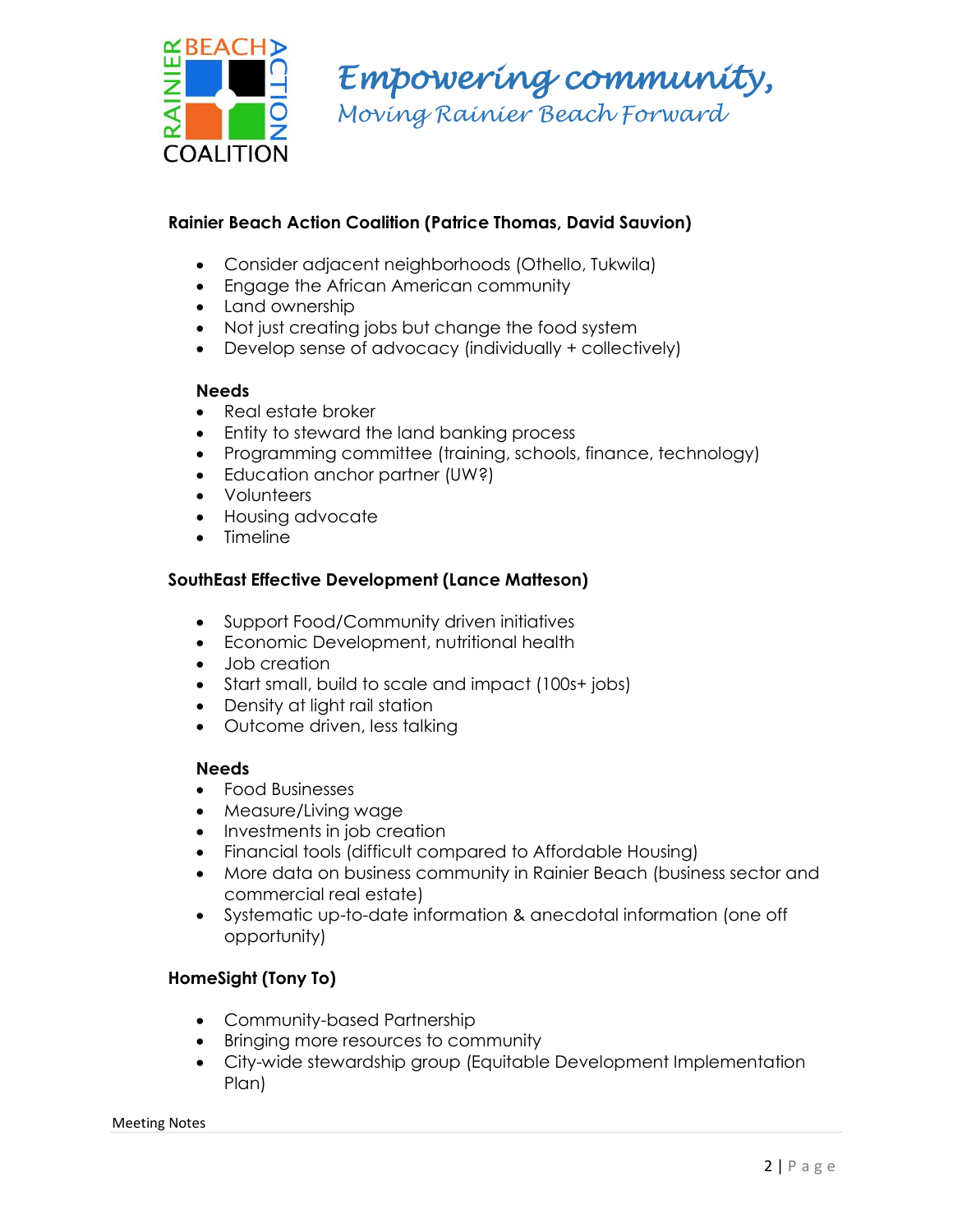**Rainier Beach Action Coalition (Patrice Thomas, David Sauvion)**

- Consider adjacent neighborhoods (Othello, Tukwila)
- Engage the African American community
- Land ownership
- Not just creating jobs but change the food system
- Develop sense of advocacy (individually + collectively)

**Needs**

- Real estate broker
- Entity to steward the land banking process
- Programming committee (training, schools, finance, technology)
- Education anchor partner (UW?)
- Volunteers
- Housing advocate
- Timeline

**SouthEast Effective Development (Lance Matteson)**

- Support Food/Community driven initiatives
- Economic Development, nutritional health
- Job creation
- Start small, build to scale and impact (100s+ jobs)
- Density at light rail station
- Outcome driven, less talking

**Needs**

- Food Businesses
- Measure/Living wage
- Investments in job creation
- Financial tools (difficult compared to Affordable Housing)
- More data on business community in Rainier Beach (business sector and commercial real estate)
- Systematic up-to-date information & anecdotal information (one off opportunity)

**HomeSight (Tony To)**

- Community-based Partnership
- Bringing more resources to community
- City-wide stewardship group (Equitable Development Implementation Plan)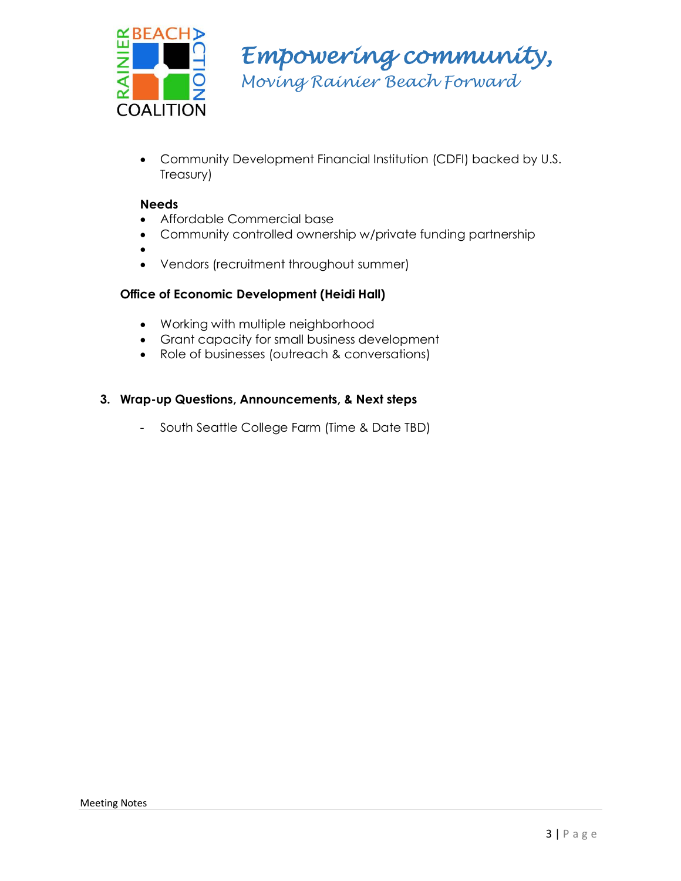- Community Development Financial Institution (CDFI) backed by U.S. Treasury)

**Needs**

- Affordable Commercial base
- Community controlled ownership w/private funding partnership
-
- Vendors (recruitment throughout summer)

**Office of Economic Development (Heidi Hall)**

- Working with multiple neighborhood
- Grant capacity for small business development
- Role of businesses (outreach & conversations)

**3. Wrap-up Questions, Announcements, & Next steps**

- South Seattle College Farm (Time & Date TBD)